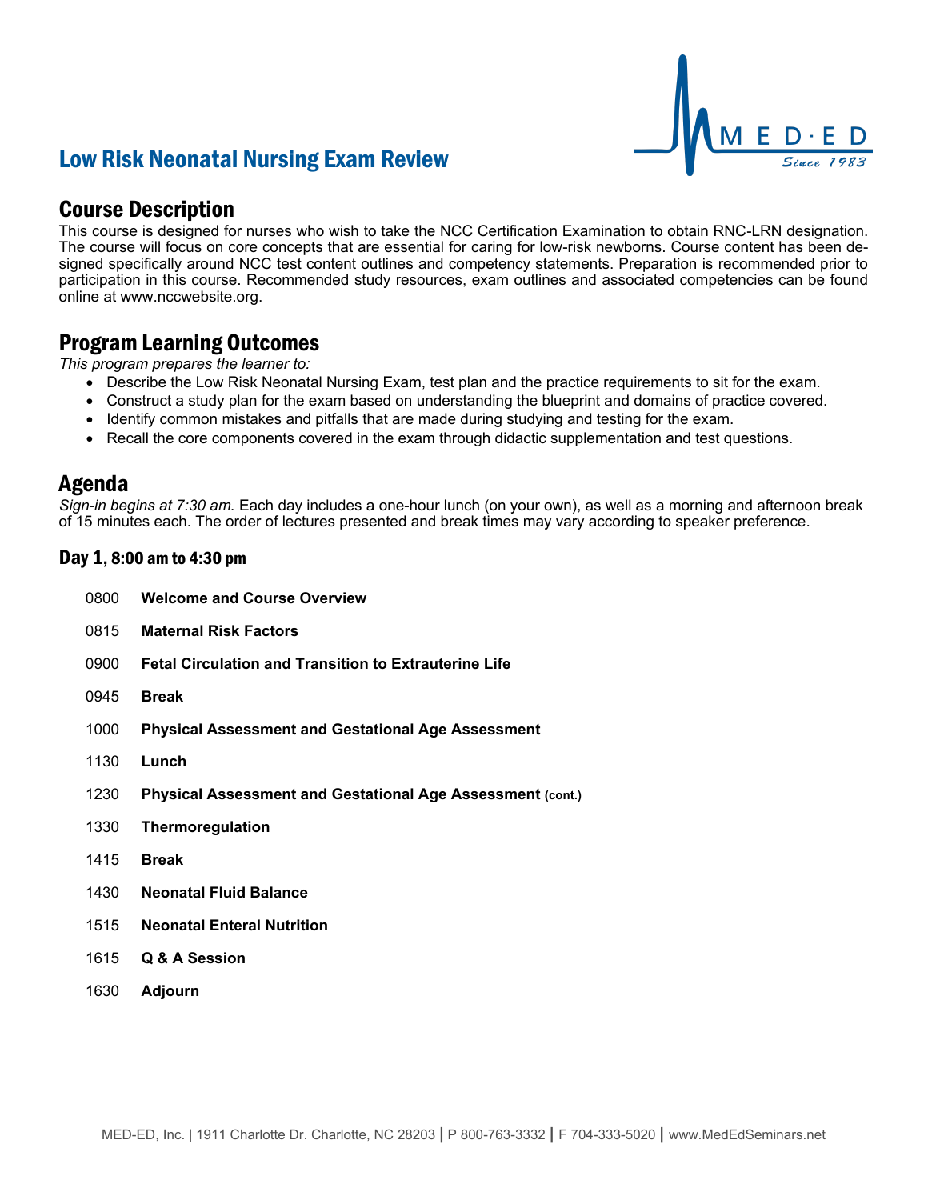# Low Risk Neonatal Nursing Exam Review

## Course Description

This course is designed for nurses who wish to take the NCC Certification Examination to obtain RNC-LRN designation. The course will focus on core concepts that are essential for caring for low-risk newborns. Course content has been designed specifically around NCC test content outlines and competency statements. Preparation is recommended prior to participation in this course. Recommended study resources, exam outlines and associated competencies can be found online at www.nccwebsite.org.

## Program Learning Outcomes

*This program prepares the learner to:*

- Describe the Low Risk Neonatal Nursing Exam, test plan and the practice requirements to sit for the exam.
- Construct a study plan for the exam based on understanding the blueprint and domains of practice covered.
- Identify common mistakes and pitfalls that are made during studying and testing for the exam.
- Recall the core components covered in the exam through didactic supplementation and test questions.

## Agenda

*Sign-in begins at 7:30 am.* Each day includes a one-hour lunch (on your own), as well as a morning and afternoon break of 15 minutes each. The order of lectures presented and break times may vary according to speaker preference.

### Day 1, 8:00 am to 4:30 pm

| | |
|---|---|
| 0800 | **Welcome and Course Overview** |
| 0815 | **Maternal Risk Factors** |
| 0900 | **Fetal Circulation and Transition to Extrauterine Life** |
| 0945 | **Break** |
| 1000 | **Physical Assessment and Gestational Age Assessment** |
| 1130 | **Lunch** |
| 1230 | **Physical Assessment and Gestational Age Assessment (cont.)** |
| 1330 | **Thermoregulation** |
| 1415 | **Break** |
| 1430 | **Neonatal Fluid Balance** |
| 1515 | **Neonatal Enteral Nutrition** |
| 1615 | **Q & A Session** |
| 1630 | **Adjourn** |

MED-ED, Inc. | 1911 Charlotte Dr. Charlotte, NC 28203 | P 800-763-3332 | F 704-333-5020 | www.MedEdSeminars.net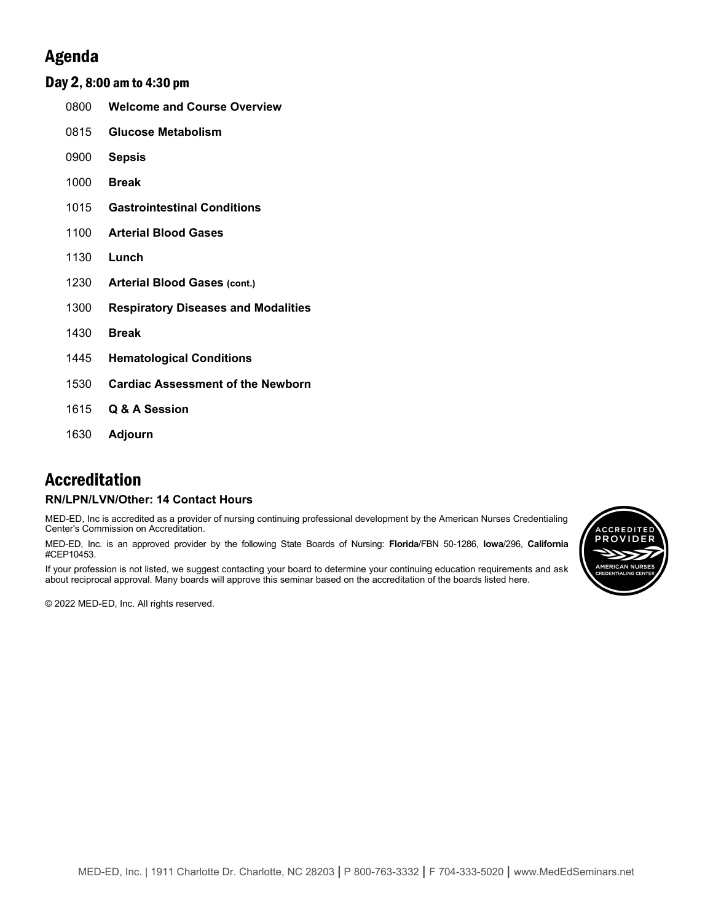# Agenda

## Day 2, 8:00 am to 4:30 pm

| | |
|---|---|
| 0800 | **Welcome and Course Overview** |
| 0815 | **Glucose Metabolism** |
| 0900 | **Sepsis** |
| 1000 | **Break** |
| 1015 | **Gastrointestinal Conditions** |
| 1100 | **Arterial Blood Gases** |
| 1130 | **Lunch** |
| 1230 | **Arterial Blood Gases (cont.)** |
| 1300 | **Respiratory Diseases and Modalities** |
| 1430 | **Break** |
| 1445 | **Hematological Conditions** |
| 1530 | **Cardiac Assessment of the Newborn** |
| 1615 | **Q & A Session** |
| 1630 | **Adjourn** |

# Accreditation

**RN/LPN/LVN/Other: 14 Contact Hours**

MED-ED, Inc is accredited as a provider of nursing continuing professional development by the American Nurses Credentialing Center's Commission on Accreditation.

MED-ED, Inc. is an approved provider by the following State Boards of Nursing: **Florida**/FBN 50-1286, **Iowa**/296, **California** #CEP10453.

If your profession is not listed, we suggest contacting your board to determine your continuing education requirements and ask about reciprocal approval. Many boards will approve this seminar based on the accreditation of the boards listed here.

ACCREDITED PROVIDER AMERICAN NURSES CREDENTIALING CENTER

© 2022 MED-ED, Inc. All rights reserved.

MED-ED, Inc. | 1911 Charlotte Dr. Charlotte, NC 28203 | P 800-763-3332 | F 704-333-5020 | www.MedEdSeminars.net